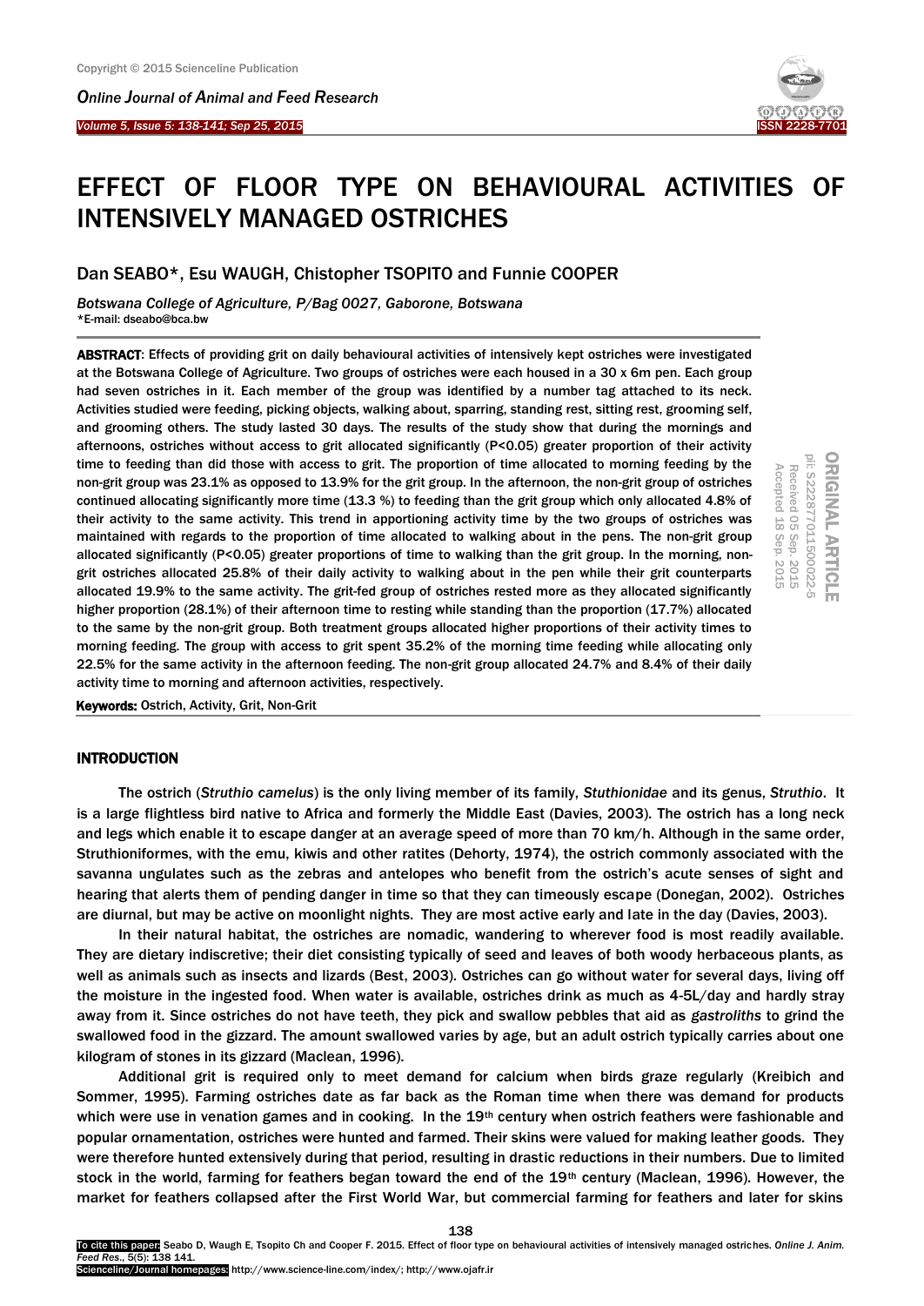# EFFECT OF FLOOR TYPE ON BEHAVIOURAL ACTIVITIES OF INTENSIVELY MANAGED OSTRICHES

Dan SEABO*, Esu WAUGH, Chistopher TSOPITO and Funnie COOPER

*Botswana College of Agriculture, P/Bag 0027, Gaborone, Botswana*
*E-mail: dseabo@bca.bw

ORIGINAL ARTICLE
pii: S222877011500022-5
Received 05 Sep. 2015
Accepted 18 Sep. 2015

**ABSTRACT**: Effects of providing grit on daily behavioural activities of intensively kept ostriches were investigated at the Botswana College of Agriculture. Two groups of ostriches were each housed in a 30 x 6m pen. Each group had seven ostriches in it. Each member of the group was identified by a number tag attached to its neck. Activities studied were feeding, picking objects, walking about, sparring, standing rest, sitting rest, grooming self, and grooming others. The study lasted 30 days. The results of the study show that during the mornings and afternoons, ostriches without access to grit allocated significantly ($P<0.05$) greater proportion of their activity time to feeding than did those with access to grit. The proportion of time allocated to morning feeding by the non-grit group was 23.1% as opposed to 13.9% for the grit group. In the afternoon, the non-grit group of ostriches continued allocating significantly more time (13.3 %) to feeding than the grit group which only allocated 4.8% of their activity to the same activity. This trend in apportioning activity time by the two groups of ostriches was maintained with regards to the proportion of time allocated to walking about in the pens. The non-grit group allocated significantly ($P<0.05$) greater proportions of time to walking than the grit group. In the morning, non-grit ostriches allocated 25.8% of their daily activity to walking about in the pen while their grit counterparts allocated 19.9% to the same activity. The grit-fed group of ostriches rested more as they allocated significantly higher proportion (28.1%) of their afternoon time to resting while standing than the proportion (17.7%) allocated to the same by the non-grit group. Both treatment groups allocated higher proportions of their activity times to morning feeding. The group with access to grit spent 35.2% of the morning time feeding while allocating only 22.5% for the same activity in the afternoon feeding. The non-grit group allocated 24.7% and 8.4% of their daily activity time to morning and afternoon activities, respectively.

**Keywords:** Ostrich, Activity, Grit, Non-Grit

## INTRODUCTION

The ostrich (*Struthio camelus*) is the only living member of its family, *Stuthionidae* and its genus, *Struthio*. It is a large flightless bird native to Africa and formerly the Middle East (Davies, 2003). The ostrich has a long neck and legs which enable it to escape danger at an average speed of more than 70 km/h. Although in the same order, Struthioniformes, with the emu, kiwis and other ratites (Dehorty, 1974), the ostrich commonly associated with the savanna ungulates such as the zebras and antelopes who benefit from the ostrich's acute senses of sight and hearing that alerts them of pending danger in time so that they can timeously escape (Donegan, 2002). Ostriches are diurnal, but may be active on moonlight nights. They are most active early and late in the day (Davies, 2003).

In their natural habitat, the ostriches are nomadic, wandering to wherever food is most readily available. They are dietary indiscretive; their diet consisting typically of seed and leaves of both woody herbaceous plants, as well as animals such as insects and lizards (Best, 2003). Ostriches can go without water for several days, living off the moisture in the ingested food. When water is available, ostriches drink as much as 4-5L/day and hardly stray away from it. Since ostriches do not have teeth, they pick and swallow pebbles that aid as *gastroliths* to grind the swallowed food in the gizzard. The amount swallowed varies by age, but an adult ostrich typically carries about one kilogram of stones in its gizzard (Maclean, 1996).

Additional grit is required only to meet demand for calcium when birds graze regularly (Kreibich and Sommer, 1995). Farming ostriches date as far back as the Roman time when there was demand for products which were use in venation games and in cooking. In the 19th century when ostrich feathers were fashionable and popular ornamentation, ostriches were hunted and farmed. Their skins were valued for making leather goods. They were therefore hunted extensively during that period, resulting in drastic reductions in their numbers. Due to limited stock in the world, farming for feathers began toward the end of the 19th century (Maclean, 1996). However, the market for feathers collapsed after the First World War, but commercial farming for feathers and later for skins

To cite this paper: Seabo D, Waugh E, Tsopito Ch and Cooper F. 2015. Effect of floor type on behavioural activities of intensively managed ostriches. *Online J. Anim. Feed Res.*, 5(5): 138 141.
Scienceline/Journal homepages: http://www.science-line.com/index/; http://www.ojafr.ir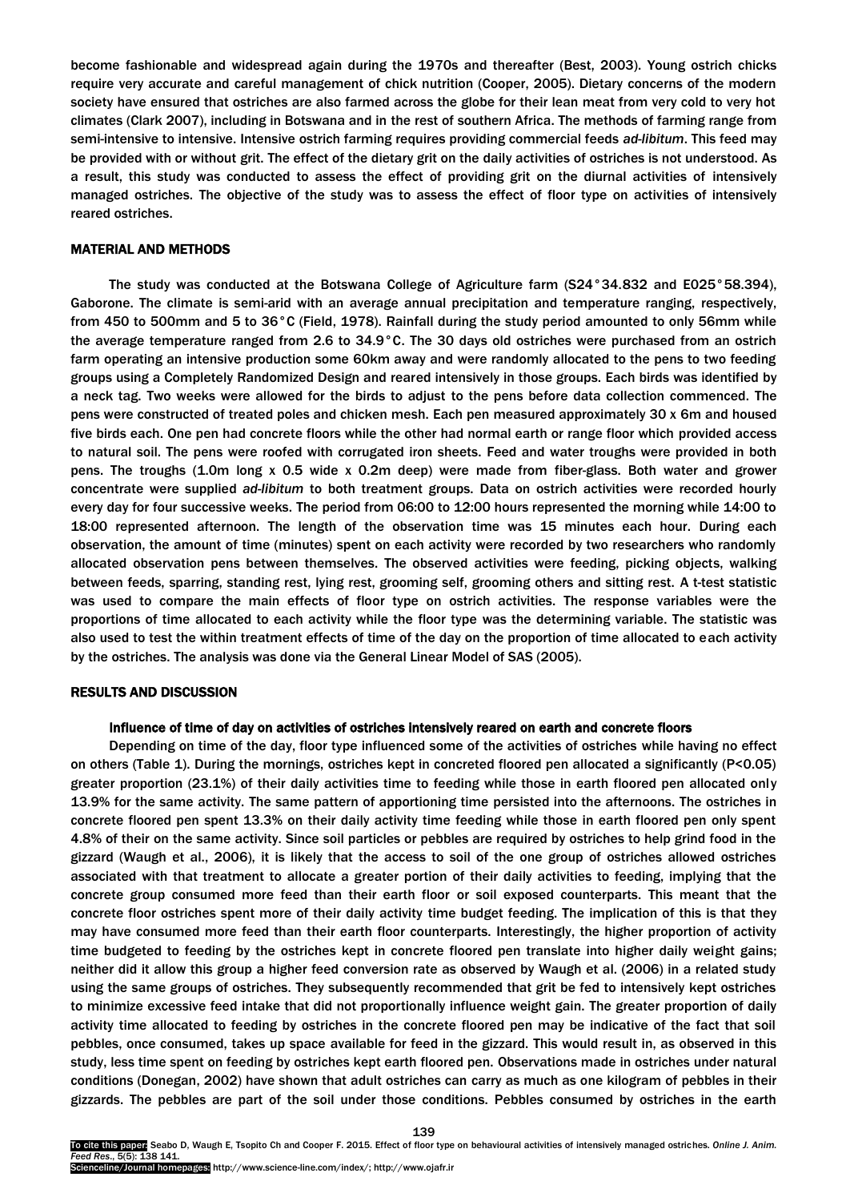become fashionable and widespread again during the 1970s and thereafter (Best, 2003). Young ostrich chicks require very accurate and careful management of chick nutrition (Cooper, 2005). Dietary concerns of the modern society have ensured that ostriches are also farmed across the globe for their lean meat from very cold to very hot climates (Clark 2007), including in Botswana and in the rest of southern Africa. The methods of farming range from semi-intensive to intensive. Intensive ostrich farming requires providing commercial feeds *ad-libitum*. This feed may be provided with or without grit. The effect of the dietary grit on the daily activities of ostriches is not understood. As a result, this study was conducted to assess the effect of providing grit on the diurnal activities of intensively managed ostriches. The objective of the study was to assess the effect of floor type on activities of intensively reared ostriches.

## MATERIAL AND METHODS

The study was conducted at the Botswana College of Agriculture farm (S24°34.832 and E025°58.394), Gaborone. The climate is semi-arid with an average annual precipitation and temperature ranging, respectively, from 450 to 500mm and 5 to 36°C (Field, 1978). Rainfall during the study period amounted to only 56mm while the average temperature ranged from 2.6 to 34.9°C. The 30 days old ostriches were purchased from an ostrich farm operating an intensive production some 60km away and were randomly allocated to the pens to two feeding groups using a Completely Randomized Design and reared intensively in those groups. Each birds was identified by a neck tag. Two weeks were allowed for the birds to adjust to the pens before data collection commenced. The pens were constructed of treated poles and chicken mesh. Each pen measured approximately 30 x 6m and housed five birds each. One pen had concrete floors while the other had normal earth or range floor which provided access to natural soil. The pens were roofed with corrugated iron sheets. Feed and water troughs were provided in both pens. The troughs (1.0m long x 0.5 wide x 0.2m deep) were made from fiber-glass. Both water and grower concentrate were supplied *ad-libitum* to both treatment groups. Data on ostrich activities were recorded hourly every day for four successive weeks. The period from 06:00 to 12:00 hours represented the morning while 14:00 to 18:00 represented afternoon. The length of the observation time was 15 minutes each hour. During each observation, the amount of time (minutes) spent on each activity were recorded by two researchers who randomly allocated observation pens between themselves. The observed activities were feeding, picking objects, walking between feeds, sparring, standing rest, lying rest, grooming self, grooming others and sitting rest. A t-test statistic was used to compare the main effects of floor type on ostrich activities. The response variables were the proportions of time allocated to each activity while the floor type was the determining variable. The statistic was also used to test the within treatment effects of time of the day on the proportion of time allocated to each activity by the ostriches. The analysis was done via the General Linear Model of SAS (2005).

## RESULTS AND DISCUSSION

### Influence of time of day on activities of ostriches intensively reared on earth and concrete floors

Depending on time of the day, floor type influenced some of the activities of ostriches while having no effect on others (Table 1). During the mornings, ostriches kept in concreted floored pen allocated a significantly ($P<0.05$) greater proportion (23.1%) of their daily activities time to feeding while those in earth floored pen allocated only 13.9% for the same activity. The same pattern of apportioning time persisted into the afternoons. The ostriches in concrete floored pen spent 13.3% on their daily activity time feeding while those in earth floored pen only spent 4.8% of their on the same activity. Since soil particles or pebbles are required by ostriches to help grind food in the gizzard (Waugh et al., 2006), it is likely that the access to soil of the one group of ostriches allowed ostriches associated with that treatment to allocate a greater portion of their daily activities to feeding, implying that the concrete group consumed more feed than their earth floor or soil exposed counterparts. This meant that the concrete floor ostriches spent more of their daily activity time budget feeding. The implication of this is that they may have consumed more feed than their earth floor counterparts. Interestingly, the higher proportion of activity time budgeted to feeding by the ostriches kept in concrete floored pen translate into higher daily weight gains; neither did it allow this group a higher feed conversion rate as observed by Waugh et al. (2006) in a related study using the same groups of ostriches. They subsequently recommended that grit be fed to intensively kept ostriches to minimize excessive feed intake that did not proportionally influence weight gain. The greater proportion of daily activity time allocated to feeding by ostriches in the concrete floored pen may be indicative of the fact that soil pebbles, once consumed, takes up space available for feed in the gizzard. This would result in, as observed in this study, less time spent on feeding by ostriches kept earth floored pen. Observations made in ostriches under natural conditions (Donegan, 2002) have shown that adult ostriches can carry as much as one kilogram of pebbles in their gizzards. The pebbles are part of the soil under those conditions. Pebbles consumed by ostriches in the earth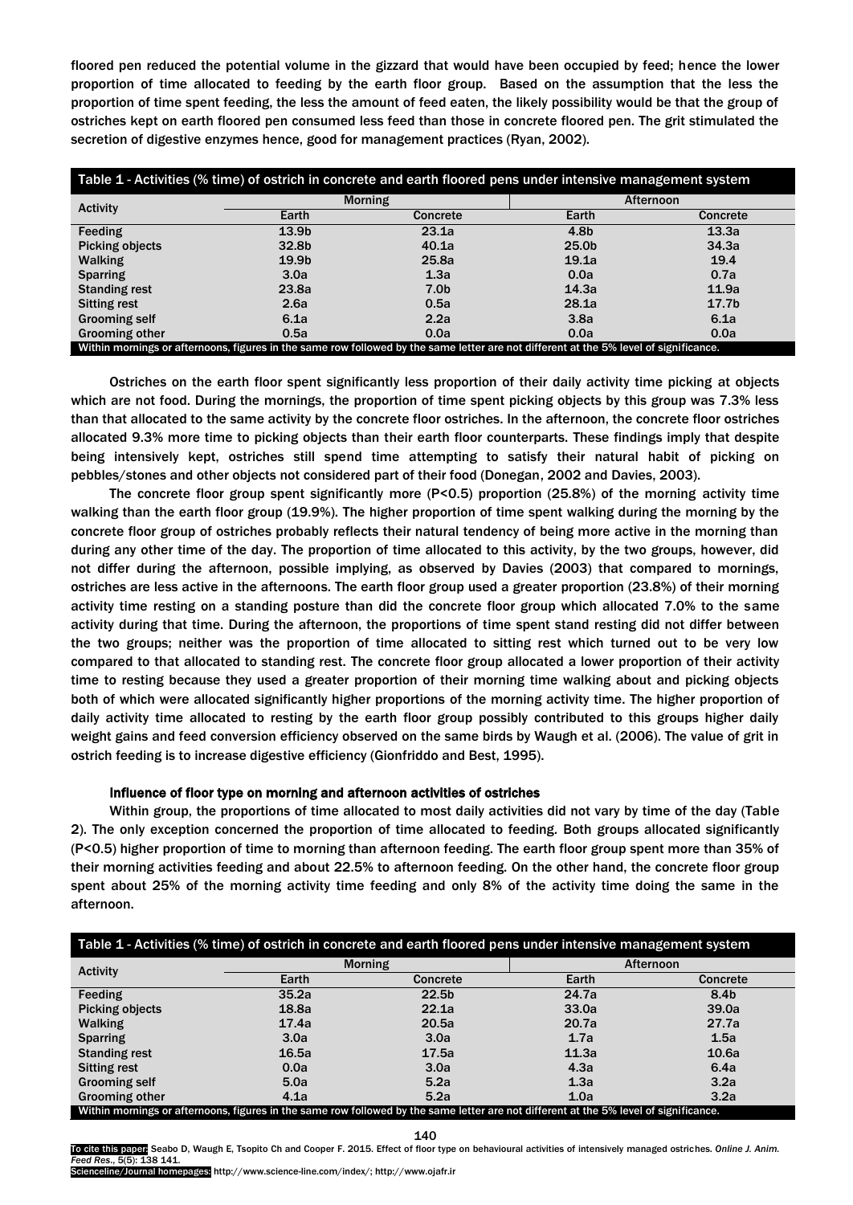floored pen reduced the potential volume in the gizzard that would have been occupied by feed; hence the lower proportion of time allocated to feeding by the earth floor group. Based on the assumption that the less the proportion of time spent feeding, the less the amount of feed eaten, the likely possibility would be that the group of ostriches kept on earth floored pen consumed less feed than those in concrete floored pen. The grit stimulated the secretion of digestive enzymes hence, good for management practices (Ryan, 2002).

Table 1 - Activities (% time) of ostrich in concrete and earth floored pens under intensive management system

| Activity | Morning | | Afternoon | |
|---|---|---|---|---|
| | Earth | Concrete | Earth | Concrete |
| Feeding | 13.9b | 23.1a | 4.8b | 13.3a |
| Picking objects | 32.8b | 40.1a | 25.0b | 34.3a |
| Walking | 19.9b | 25.8a | 19.1a | 19.4 |
| Sparring | 3.0a | 1.3a | 0.0a | 0.7a |
| Standing rest | 23.8a | 7.0b | 14.3a | 11.9a |
| Sitting rest | 2.6a | 0.5a | 28.1a | 17.7b |
| Grooming self | 6.1a | 2.2a | 3.8a | 6.1a |
| Grooming other | 0.5a | 0.0a | 0.0a | 0.0a |

Within mornings or afternoons, figures in the same row followed by the same letter are not different at the 5% level of significance.

Ostriches on the earth floor spent significantly less proportion of their daily activity time picking at objects which are not food. During the mornings, the proportion of time spent picking objects by this group was 7.3% less than that allocated to the same activity by the concrete floor ostriches. In the afternoon, the concrete floor ostriches allocated 9.3% more time to picking objects than their earth floor counterparts. These findings imply that despite being intensively kept, ostriches still spend time attempting to satisfy their natural habit of picking on pebbles/stones and other objects not considered part of their food (Donegan, 2002 and Davies, 2003).

The concrete floor group spent significantly more (P<0.5) proportion (25.8%) of the morning activity time walking than the earth floor group (19.9%). The higher proportion of time spent walking during the morning by the concrete floor group of ostriches probably reflects their natural tendency of being more active in the morning than during any other time of the day. The proportion of time allocated to this activity, by the two groups, however, did not differ during the afternoon, possible implying, as observed by Davies (2003) that compared to mornings, ostriches are less active in the afternoons. The earth floor group used a greater proportion (23.8%) of their morning activity time resting on a standing posture than did the concrete floor group which allocated 7.0% to the same activity during that time. During the afternoon, the proportions of time spent stand resting did not differ between the two groups; neither was the proportion of time allocated to sitting rest which turned out to be very low compared to that allocated to standing rest. The concrete floor group allocated a lower proportion of their activity time to resting because they used a greater proportion of their morning time walking about and picking objects both of which were allocated significantly higher proportions of the morning activity time. The higher proportion of daily activity time allocated to resting by the earth floor group possibly contributed to this groups higher daily weight gains and feed conversion efficiency observed on the same birds by Waugh et al. (2006). The value of grit in ostrich feeding is to increase digestive efficiency (Gionfriddo and Best, 1995).

#### Influence of floor type on morning and afternoon activities of ostriches

Within group, the proportions of time allocated to most daily activities did not vary by time of the day (Table 2). The only exception concerned the proportion of time allocated to feeding. Both groups allocated significantly (P<0.5) higher proportion of time to morning than afternoon feeding. The earth floor group spent more than 35% of their morning activities feeding and about 22.5% to afternoon feeding. On the other hand, the concrete floor group spent about 25% of the morning activity time feeding and only 8% of the activity time doing the same in the afternoon.

Table 1 - Activities (% time) of ostrich in concrete and earth floored pens under intensive management system

| Activity | Morning | | Afternoon | |
|---|---|---|---|---|
| | Earth | Concrete | Earth | Concrete |
| Feeding | 35.2a | 22.5b | 24.7a | 8.4b |
| Picking objects | 18.8a | 22.1a | 33.0a | 39.0a |
| Walking | 17.4a | 20.5a | 20.7a | 27.7a |
| Sparring | 3.0a | 3.0a | 1.7a | 1.5a |
| Standing rest | 16.5a | 17.5a | 11.3a | 10.6a |
| Sitting rest | 0.0a | 3.0a | 4.3a | 6.4a |
| Grooming self | 5.0a | 5.2a | 1.3a | 3.2a |
| Grooming other | 4.1a | 5.2a | 1.0a | 3.2a |

Within mornings or afternoons, figures in the same row followed by the same letter are not different at the 5% level of significance.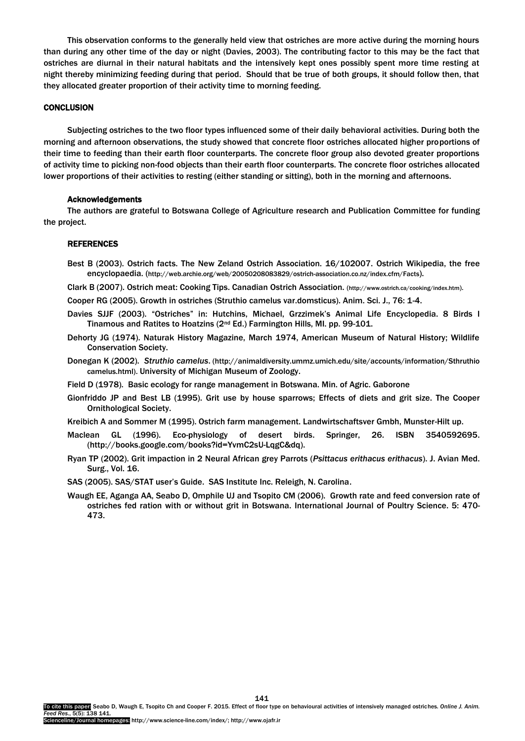This observation conforms to the generally held view that ostriches are more active during the morning hours than during any other time of the day or night (Davies, 2003). The contributing factor to this may be the fact that ostriches are diurnal in their natural habitats and the intensively kept ones possibly spent more time resting at night thereby minimizing feeding during that period. Should that be true of both groups, it should follow then, that they allocated greater proportion of their activity time to morning feeding.

## CONCLUSION

Subjecting ostriches to the two floor types influenced some of their daily behavioral activities. During both the morning and afternoon observations, the study showed that concrete floor ostriches allocated higher proportions of their time to feeding than their earth floor counterparts. The concrete floor group also devoted greater proportions of activity time to picking non-food objects than their earth floor counterparts. The concrete floor ostriches allocated lower proportions of their activities to resting (either standing or sitting), both in the morning and afternoons.

### Acknowledgements

The authors are grateful to Botswana College of Agriculture research and Publication Committee for funding the project.

## REFERENCES

Best B (2003). Ostrich facts. The New Zeland Ostrich Association. 16/102007. Ostrich Wikipedia, the free encyclopaedia. (http://web.archie.org/web/20050208083829/ostrich-association.co.nz/index.cfm/Facts).

Clark B (2007). Ostrich meat: Cooking Tips. Canadian Ostrich Association. (http://www.ostrich.ca/cooking/index.htm).

Cooper RG (2005). Growth in ostriches (Struthio camelus var.domsticus). Anim. Sci. J., 76: 1-4.

Davies SJJF (2003). "Ostriches" in: Hutchins, Michael, Grzzimek's Animal Life Encyclopedia. 8 Birds I Tinamous and Ratites to Hoatzins (2nd Ed.) Farmington Hills, MI. pp. 99-101.

Dehorty JG (1974). Naturak History Magazine, March 1974, American Museum of Natural History; Wildlife Conservation Society.

Donegan K (2002). *Struthio camelus*. (http://animaldiversity.ummz.umich.edu/site/accounts/information/Sthruthio camelus.html). University of Michigan Museum of Zoology.

Field D (1978). Basic ecology for range management in Botswana. Min. of Agric. Gaborone

Gionfriddo JP and Best LB (1995). Grit use by house sparrows; Effects of diets and grit size. The Cooper Ornithological Society.

Kreibich A and Sommer M (1995). Ostrich farm management. Landwirtschaftsver Gmbh, Munster-Hilt up.

Maclean GL (1996). Eco-physiology of desert birds. Springer, 26. ISBN 3540592695. (http://books.google.com/books?id=YvmC2sU-LqgC&dq).

Ryan TP (2002). Grit impaction in 2 Neural African grey Parrots (*Psittacus erithacus erithacus*). J. Avian Med. Surg., Vol. 16.

SAS (2005). SAS/STAT user's Guide. SAS Institute Inc. Releigh, N. Carolina.

Waugh EE, Aganga AA, Seabo D, Omphile UJ and Tsopito CM (2006). Growth rate and feed conversion rate of ostriches fed ration with or without grit in Botswana. International Journal of Poultry Science. 5: 470-473.